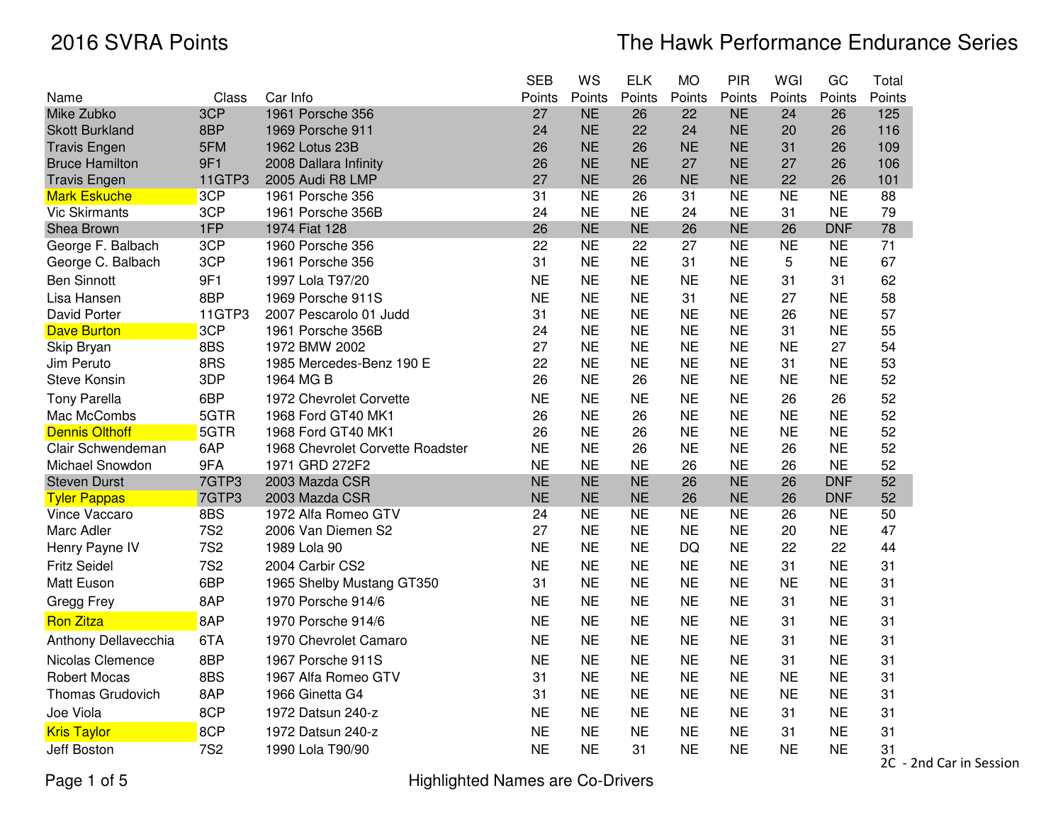# 2016 SVRA Points

# The Hawk Performance Endurance Series

| Name | Class | Car Info | SEB Points | WS Points | ELK Points | MO Points | PIR Points | WGI Points | GC Points | Total Points |
|---|---|---|---|---|---|---|---|---|---|---|
| Mike Zubko | 3CP | 1961 Porsche 356 | 27 | NE | 26 | 22 | NE | 24 | 26 | 125 |
| Skott Burkland | 8BP | 1969 Porsche 911 | 24 | NE | 22 | 24 | NE | 20 | 26 | 116 |
| Travis Engen | 5FM | 1962 Lotus 23B | 26 | NE | 26 | NE | NE | 31 | 26 | 109 |
| Bruce Hamilton | 9F1 | 2008 Dallara Infinity | 26 | NE | NE | 27 | NE | 27 | 26 | 106 |
| Travis Engen | 11GTP3 | 2005 Audi R8 LMP | 27 | NE | 26 | NE | NE | 22 | 26 | 101 |
| Mark Eskuche | 3CP | 1961 Porsche 356 | 31 | NE | 26 | 31 | NE | NE | NE | 88 |
| Vic Skirmants | 3CP | 1961 Porsche 356B | 24 | NE | NE | 24 | NE | 31 | NE | 79 |
| Shea Brown | 1FP | 1974 Fiat 128 | 26 | NE | NE | 26 | NE | 26 | DNF | 78 |
| George F. Balbach | 3CP | 1960 Porsche 356 | 22 | NE | 22 | 27 | NE | NE | NE | 71 |
| George C. Balbach | 3CP | 1961 Porsche 356 | 31 | NE | NE | 31 | NE | 5 | NE | 67 |
| Ben Sinnott | 9F1 | 1997 Lola T97/20 | NE | NE | NE | NE | NE | 31 | 31 | 62 |
| Lisa Hansen | 8BP | 1969 Porsche 911S | NE | NE | NE | 31 | NE | 27 | NE | 58 |
| David Porter | 11GTP3 | 2007 Pescarolo 01 Judd | 31 | NE | NE | NE | NE | 26 | NE | 57 |
| Dave Burton | 3CP | 1961 Porsche 356B | 24 | NE | NE | NE | NE | 31 | NE | 55 |
| Skip Bryan | 8BS | 1972 BMW 2002 | 27 | NE | NE | NE | NE | NE | 27 | 54 |
| Jim Peruto | 8RS | 1985 Mercedes-Benz 190 E | 22 | NE | NE | NE | NE | 31 | NE | 53 |
| Steve Konsin | 3DP | 1964 MG B | 26 | NE | 26 | NE | NE | NE | NE | 52 |
| Tony Parella | 6BP | 1972 Chevrolet Corvette | NE | NE | NE | NE | NE | 26 | 26 | 52 |
| Mac McCombs | 5GTR | 1968 Ford GT40 MK1 | 26 | NE | 26 | NE | NE | NE | NE | 52 |
| Dennis Olthoff | 5GTR | 1968 Ford GT40 MK1 | 26 | NE | 26 | NE | NE | NE | NE | 52 |
| Clair Schwendeman | 6AP | 1968 Chevrolet Corvette Roadster | NE | NE | 26 | NE | NE | 26 | NE | 52 |
| Michael Snowdon | 9FA | 1971 GRD 272F2 | NE | NE | NE | 26 | NE | 26 | NE | 52 |
| Steven Durst | 7GTP3 | 2003 Mazda CSR | NE | NE | NE | 26 | NE | 26 | DNF | 52 |
| Tyler Pappas | 7GTP3 | 2003 Mazda CSR | NE | NE | NE | 26 | NE | 26 | DNF | 52 |
| Vince Vaccaro | 8BS | 1972 Alfa Romeo GTV | 24 | NE | NE | NE | NE | 26 | NE | 50 |
| Marc Adler | 7S2 | 2006 Van Diemen S2 | 27 | NE | NE | NE | NE | 20 | NE | 47 |
| Henry Payne IV | 7S2 | 1989 Lola 90 | NE | NE | NE | DQ | NE | 22 | 22 | 44 |
| Fritz Seidel | 7S2 | 2004 Carbir CS2 | NE | NE | NE | NE | NE | 31 | NE | 31 |
| Matt Euson | 6BP | 1965 Shelby Mustang GT350 | 31 | NE | NE | NE | NE | NE | NE | 31 |
| Gregg Frey | 8AP | 1970 Porsche 914/6 | NE | NE | NE | NE | NE | 31 | NE | 31 |
| Ron Zitza | 8AP | 1970 Porsche 914/6 | NE | NE | NE | NE | NE | 31 | NE | 31 |
| Anthony Dellavecchia | 6TA | 1970 Chevrolet Camaro | NE | NE | NE | NE | NE | 31 | NE | 31 |
| Nicolas Clemence | 8BP | 1967 Porsche 911S | NE | NE | NE | NE | NE | 31 | NE | 31 |
| Robert Mocas | 8BS | 1967 Alfa Romeo GTV | 31 | NE | NE | NE | NE | NE | NE | 31 |
| Thomas Grudovich | 8AP | 1966 Ginetta G4 | 31 | NE | NE | NE | NE | NE | NE | 31 |
| Joe Viola | 8CP | 1972 Datsun 240-z | NE | NE | NE | NE | NE | 31 | NE | 31 |
| Kris Taylor | 8CP | 1972 Datsun 240-z | NE | NE | NE | NE | NE | 31 | NE | 31 |
| Jeff Boston | 7S2 | 1990 Lola T90/90 | NE | NE | 31 | NE | NE | NE | NE | 31 |

2C - 2nd Car in Session

Highlighted Names are Co-Drivers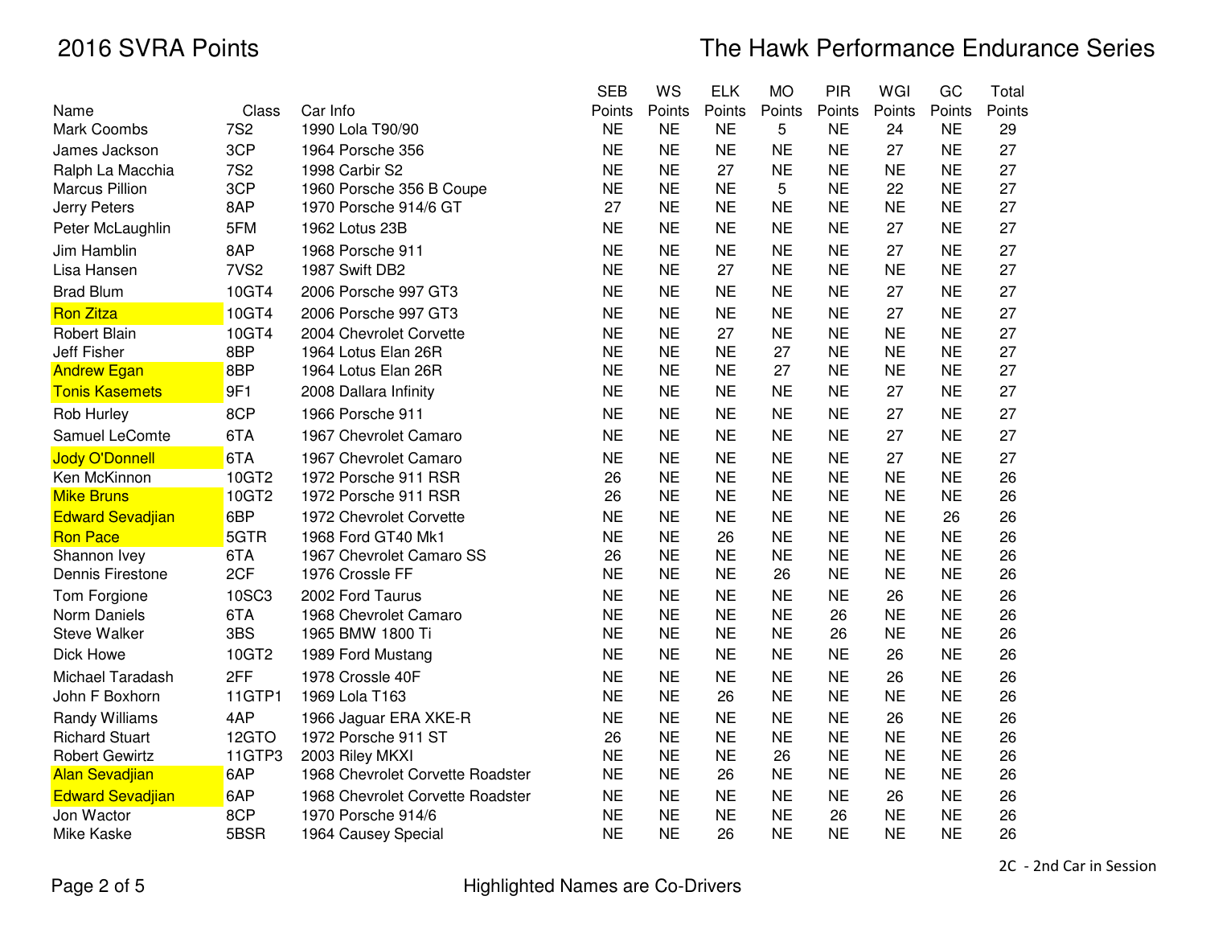2016 SVRA Points

The Hawk Performance Endurance Series

| Name | Class | Car Info | SEB Points | WS Points | ELK Points | MO Points | PIR Points | WGI Points | GC Points | Total Points |
|---|---|---|---|---|---|---|---|---|---|---|
| Mark Coombs | 7S2 | 1990 Lola T90/90 | NE | NE | NE | 5 | NE | 24 | NE | 29 |
| James Jackson | 3CP | 1964 Porsche 356 | NE | NE | NE | NE | NE | 27 | NE | 27 |
| Ralph La Macchia | 7S2 | 1998 Carbir S2 | NE | NE | 27 | NE | NE | NE | NE | 27 |
| Marcus Pillion | 3CP | 1960 Porsche 356 B Coupe | NE | NE | NE | 5 | NE | 22 | NE | 27 |
| Jerry Peters | 8AP | 1970 Porsche 914/6 GT | 27 | NE | NE | NE | NE | NE | NE | 27 |
| Peter McLaughlin | 5FM | 1962 Lotus 23B | NE | NE | NE | NE | NE | 27 | NE | 27 |
| Jim Hamblin | 8AP | 1968 Porsche 911 | NE | NE | NE | NE | NE | 27 | NE | 27 |
| Lisa Hansen | 7VS2 | 1987 Swift DB2 | NE | NE | 27 | NE | NE | NE | NE | 27 |
| Brad Blum | 10GT4 | 2006 Porsche 997 GT3 | NE | NE | NE | NE | NE | 27 | NE | 27 |
| Ron Zitza | 10GT4 | 2006 Porsche 997 GT3 | NE | NE | NE | NE | NE | 27 | NE | 27 |
| Robert Blain | 10GT4 | 2004 Chevrolet Corvette | NE | NE | 27 | NE | NE | NE | NE | 27 |
| Jeff Fisher | 8BP | 1964 Lotus Elan 26R | NE | NE | NE | 27 | NE | NE | NE | 27 |
| Andrew Egan | 8BP | 1964 Lotus Elan 26R | NE | NE | NE | 27 | NE | NE | NE | 27 |
| Tonis Kasemets | 9F1 | 2008 Dallara Infinity | NE | NE | NE | NE | NE | 27 | NE | 27 |
| Rob Hurley | 8CP | 1966 Porsche 911 | NE | NE | NE | NE | NE | 27 | NE | 27 |
| Samuel LeComte | 6TA | 1967 Chevrolet Camaro | NE | NE | NE | NE | NE | 27 | NE | 27 |
| Jody O'Donnell | 6TA | 1967 Chevrolet Camaro | NE | NE | NE | NE | NE | 27 | NE | 27 |
| Ken McKinnon | 10GT2 | 1972 Porsche 911 RSR | 26 | NE | NE | NE | NE | NE | NE | 26 |
| Mike Bruns | 10GT2 | 1972 Porsche 911 RSR | 26 | NE | NE | NE | NE | NE | NE | 26 |
| Edward Sevadjian | 6BP | 1972 Chevrolet Corvette | NE | NE | NE | NE | NE | NE | 26 | 26 |
| Ron Pace | 5GTR | 1968 Ford GT40 Mk1 | NE | NE | 26 | NE | NE | NE | NE | 26 |
| Shannon Ivey | 6TA | 1967 Chevrolet Camaro SS | 26 | NE | NE | NE | NE | NE | NE | 26 |
| Dennis Firestone | 2CF | 1976 Crossle FF | NE | NE | NE | 26 | NE | NE | NE | 26 |
| Tom Forgione | 10SC3 | 2002 Ford Taurus | NE | NE | NE | NE | NE | 26 | NE | 26 |
| Norm Daniels | 6TA | 1968 Chevrolet Camaro | NE | NE | NE | NE | 26 | NE | NE | 26 |
| Steve Walker | 3BS | 1965 BMW 1800 Ti | NE | NE | NE | NE | 26 | NE | NE | 26 |
| Dick Howe | 10GT2 | 1989 Ford Mustang | NE | NE | NE | NE | NE | 26 | NE | 26 |
| Michael Taradash | 2FF | 1978 Crossle 40F | NE | NE | NE | NE | NE | 26 | NE | 26 |
| John F Boxhorn | 11GTP1 | 1969 Lola T163 | NE | NE | 26 | NE | NE | NE | NE | 26 |
| Randy Williams | 4AP | 1966 Jaguar ERA XKE-R | NE | NE | NE | NE | NE | 26 | NE | 26 |
| Richard Stuart | 12GTO | 1972 Porsche 911 ST | 26 | NE | NE | NE | NE | NE | NE | 26 |
| Robert Gewirtz | 11GTP3 | 2003 Riley MKXI | NE | NE | NE | 26 | NE | NE | NE | 26 |
| Alan Sevadjian | 6AP | 1968 Chevrolet Corvette Roadster | NE | NE | 26 | NE | NE | NE | NE | 26 |
| Edward Sevadjian | 6AP | 1968 Chevrolet Corvette Roadster | NE | NE | NE | NE | NE | 26 | NE | 26 |
| Jon Wactor | 8CP | 1970 Porsche 914/6 | NE | NE | NE | NE | 26 | NE | NE | 26 |
| Mike Kaske | 5BSR | 1964 Causey Special | NE | NE | 26 | NE | NE | NE | NE | 26 |

2C - 2nd Car in Session

Highlighted Names are Co-Drivers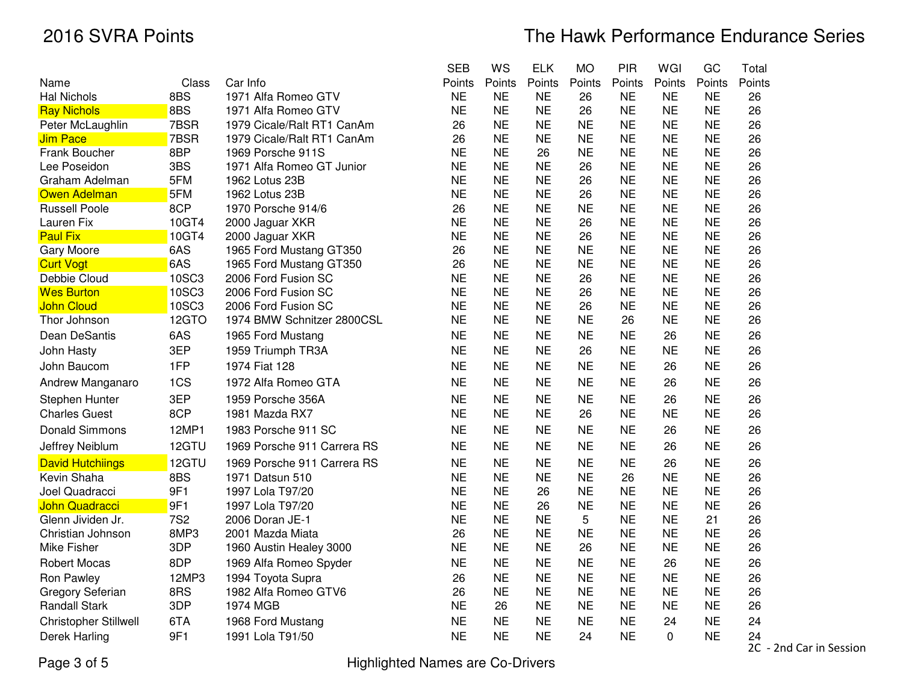# 2016 SVRA Points

## The Hawk Performance Endurance Series

| Name | Class | Car Info | SEB Points | WS Points | ELK Points | MO Points | PIR Points | WGI Points | GC Points | Total Points |
|---|---|---|---|---|---|---|---|---|---|---|
| Hal Nichols | 8BS | 1971 Alfa Romeo GTV | NE | NE | NE | 26 | NE | NE | NE | 26 |
| Ray Nichols | 8BS | 1971 Alfa Romeo GTV | NE | NE | NE | 26 | NE | NE | NE | 26 |
| Peter McLaughlin | 7BSR | 1979 Cicale/Ralt RT1 CanAm | 26 | NE | NE | NE | NE | NE | NE | 26 |
| Jim Pace | 7BSR | 1979 Cicale/Ralt RT1 CanAm | 26 | NE | NE | NE | NE | NE | NE | 26 |
| Frank Boucher | 8BP | 1969 Porsche 911S | NE | NE | 26 | NE | NE | NE | NE | 26 |
| Lee Poseidon | 3BS | 1971 Alfa Romeo GT Junior | NE | NE | NE | 26 | NE | NE | NE | 26 |
| Graham Adelman | 5FM | 1962 Lotus 23B | NE | NE | NE | 26 | NE | NE | NE | 26 |
| Owen Adelman | 5FM | 1962 Lotus 23B | NE | NE | NE | 26 | NE | NE | NE | 26 |
| Russell Poole | 8CP | 1970 Porsche 914/6 | 26 | NE | NE | NE | NE | NE | NE | 26 |
| Lauren Fix | 10GT4 | 2000 Jaguar XKR | NE | NE | NE | 26 | NE | NE | NE | 26 |
| Paul Fix | 10GT4 | 2000 Jaguar XKR | NE | NE | NE | 26 | NE | NE | NE | 26 |
| Gary Moore | 6AS | 1965 Ford Mustang GT350 | 26 | NE | NE | NE | NE | NE | NE | 26 |
| Curt Vogt | 6AS | 1965 Ford Mustang GT350 | 26 | NE | NE | NE | NE | NE | NE | 26 |
| Debbie Cloud | 10SC3 | 2006 Ford Fusion SC | NE | NE | NE | 26 | NE | NE | NE | 26 |
| Wes Burton | 10SC3 | 2006 Ford Fusion SC | NE | NE | NE | 26 | NE | NE | NE | 26 |
| John Cloud | 10SC3 | 2006 Ford Fusion SC | NE | NE | NE | 26 | NE | NE | NE | 26 |
| Thor Johnson | 12GTO | 1974 BMW Schnitzer 2800CSL | NE | NE | NE | NE | 26 | NE | NE | 26 |
| Dean DeSantis | 6AS | 1965 Ford Mustang | NE | NE | NE | NE | NE | 26 | NE | 26 |
| John Hasty | 3EP | 1959 Triumph TR3A | NE | NE | NE | 26 | NE | NE | NE | 26 |
| John Baucom | 1FP | 1974 Fiat 128 | NE | NE | NE | NE | NE | 26 | NE | 26 |
| Andrew Manganaro | 1CS | 1972 Alfa Romeo GTA | NE | NE | NE | NE | NE | 26 | NE | 26 |
| Stephen Hunter | 3EP | 1959 Porsche 356A | NE | NE | NE | NE | NE | 26 | NE | 26 |
| Charles Guest | 8CP | 1981 Mazda RX7 | NE | NE | NE | 26 | NE | NE | NE | 26 |
| Donald Simmons | 12MP1 | 1983 Porsche 911 SC | NE | NE | NE | NE | NE | 26 | NE | 26 |
| Jeffrey Neiblum | 12GTU | 1969 Porsche 911 Carrera RS | NE | NE | NE | NE | NE | 26 | NE | 26 |
| David Hutchiings | 12GTU | 1969 Porsche 911 Carrera RS | NE | NE | NE | NE | NE | 26 | NE | 26 |
| Kevin Shaha | 8BS | 1971 Datsun 510 | NE | NE | NE | NE | 26 | NE | NE | 26 |
| Joel Quadracci | 9F1 | 1997 Lola T97/20 | NE | NE | 26 | NE | NE | NE | NE | 26 |
| John Quadracci | 9F1 | 1997 Lola T97/20 | NE | NE | 26 | NE | NE | NE | NE | 26 |
| Glenn Jividen Jr. | 7S2 | 2006 Doran JE-1 | NE | NE | NE | 5 | NE | NE | 21 | 26 |
| Christian Johnson | 8MP3 | 2001 Mazda Miata | 26 | NE | NE | NE | NE | NE | NE | 26 |
| Mike Fisher | 3DP | 1960 Austin Healey 3000 | NE | NE | NE | 26 | NE | NE | NE | 26 |
| Robert Mocas | 8DP | 1969 Alfa Romeo Spyder | NE | NE | NE | NE | NE | 26 | NE | 26 |
| Ron Pawley | 12MP3 | 1994 Toyota Supra | 26 | NE | NE | NE | NE | NE | NE | 26 |
| Gregory Seferian | 8RS | 1982 Alfa Romeo GTV6 | 26 | NE | NE | NE | NE | NE | NE | 26 |
| Randall Stark | 3DP | 1974 MGB | NE | 26 | NE | NE | NE | NE | NE | 26 |
| Christopher Stillwell | 6TA | 1968 Ford Mustang | NE | NE | NE | NE | NE | 24 | NE | 24 |
| Derek Harling | 9F1 | 1991 Lola T91/50 | NE | NE | NE | 24 | NE | 0 | NE | 24 |

2C - 2nd Car in Session

Highlighted Names are Co-Drivers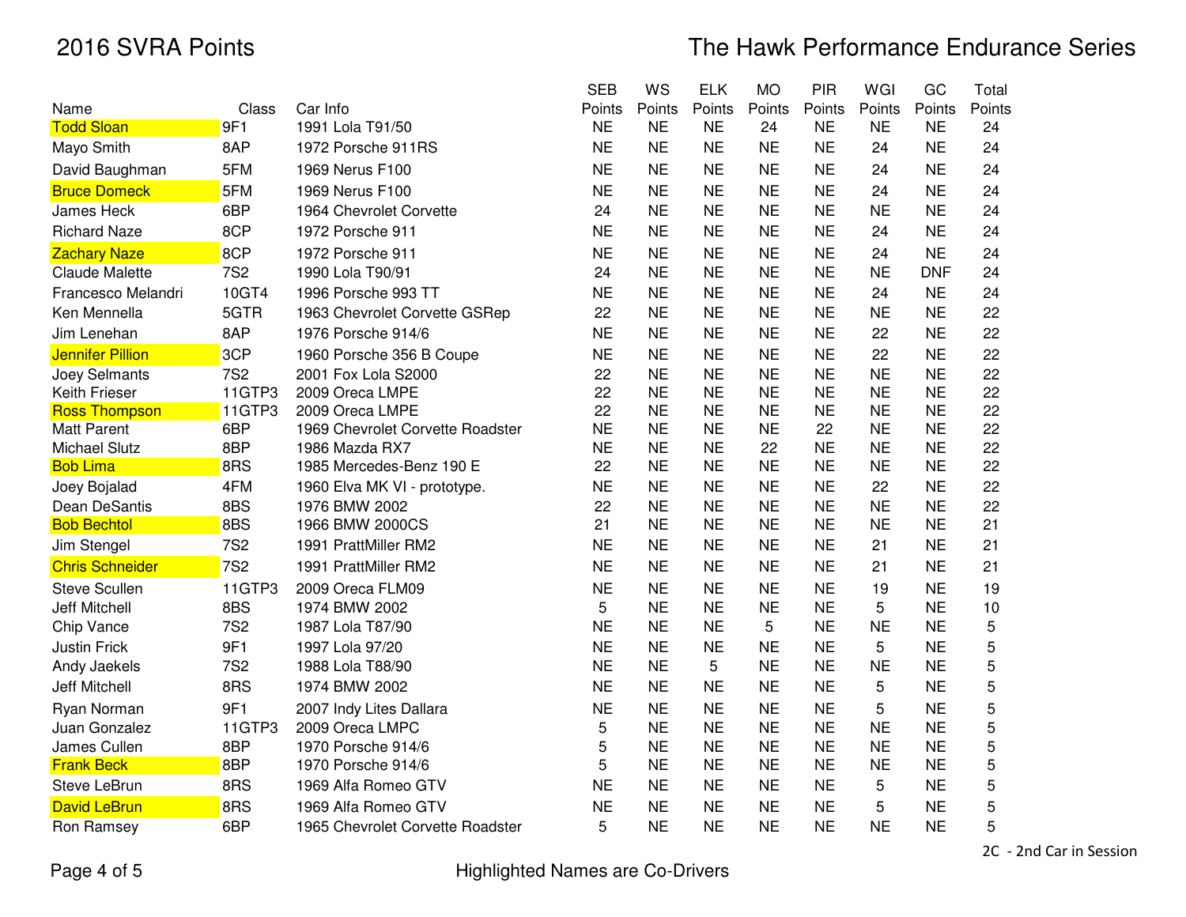# 2016 SVRA Points

## The Hawk Performance Endurance Series

| Name | Class | Car Info | SEB Points | WS Points | ELK Points | MO Points | PIR Points | WGI Points | GC Points | Total Points |
|---|---|---|---|---|---|---|---|---|---|---|
| Todd Sloan | 9F1 | 1991 Lola T91/50 | NE | NE | NE | 24 | NE | NE | NE | 24 |
| Mayo Smith | 8AP | 1972 Porsche 911RS | NE | NE | NE | NE | NE | 24 | NE | 24 |
| David Baughman | 5FM | 1969 Nerus F100 | NE | NE | NE | NE | NE | 24 | NE | 24 |
| Bruce Domeck | 5FM | 1969 Nerus F100 | NE | NE | NE | NE | NE | 24 | NE | 24 |
| James Heck | 6BP | 1964 Chevrolet Corvette | 24 | NE | NE | NE | NE | NE | NE | 24 |
| Richard Naze | 8CP | 1972 Porsche 911 | NE | NE | NE | NE | NE | 24 | NE | 24 |
| Zachary Naze | 8CP | 1972 Porsche 911 | NE | NE | NE | NE | NE | 24 | NE | 24 |
| Claude Malette | 7S2 | 1990 Lola T90/91 | 24 | NE | NE | NE | NE | NE | DNF | 24 |
| Francesco Melandri | 10GT4 | 1996 Porsche 993 TT | NE | NE | NE | NE | NE | 24 | NE | 24 |
| Ken Mennella | 5GTR | 1963 Chevrolet Corvette GSRep | 22 | NE | NE | NE | NE | NE | NE | 22 |
| Jim Lenehan | 8AP | 1976 Porsche 914/6 | NE | NE | NE | NE | NE | 22 | NE | 22 |
| Jennifer Pillion | 3CP | 1960 Porsche 356 B Coupe | NE | NE | NE | NE | NE | 22 | NE | 22 |
| Joey Selmants | 7S2 | 2001 Fox Lola S2000 | 22 | NE | NE | NE | NE | NE | NE | 22 |
| Keith Frieser | 11GTP3 | 2009 Oreca LMPE | 22 | NE | NE | NE | NE | NE | NE | 22 |
| Ross Thompson | 11GTP3 | 2009 Oreca LMPE | 22 | NE | NE | NE | NE | NE | NE | 22 |
| Matt Parent | 6BP | 1969 Chevrolet Corvette Roadster | NE | NE | NE | NE | 22 | NE | NE | 22 |
| Michael Slutz | 8BP | 1986 Mazda RX7 | NE | NE | NE | 22 | NE | NE | NE | 22 |
| Bob Lima | 8RS | 1985 Mercedes-Benz 190 E | 22 | NE | NE | NE | NE | NE | NE | 22 |
| Joey Bojalad | 4FM | 1960 Elva MK VI - prototype. | NE | NE | NE | NE | NE | 22 | NE | 22 |
| Dean DeSantis | 8BS | 1976 BMW 2002 | 22 | NE | NE | NE | NE | NE | NE | 22 |
| Bob Bechtol | 8BS | 1966 BMW 2000CS | 21 | NE | NE | NE | NE | NE | NE | 21 |
| Jim Stengel | 7S2 | 1991 PrattMiller RM2 | NE | NE | NE | NE | NE | 21 | NE | 21 |
| Chris Schneider | 7S2 | 1991 PrattMiller RM2 | NE | NE | NE | NE | NE | 21 | NE | 21 |
| Steve Scullen | 11GTP3 | 2009 Oreca FLM09 | NE | NE | NE | NE | NE | 19 | NE | 19 |
| Jeff Mitchell | 8BS | 1974 BMW 2002 | 5 | NE | NE | NE | NE | 5 | NE | 10 |
| Chip Vance | 7S2 | 1987 Lola T87/90 | NE | NE | NE | 5 | NE | NE | NE | 5 |
| Justin Frick | 9F1 | 1997 Lola 97/20 | NE | NE | NE | NE | NE | 5 | NE | 5 |
| Andy Jaekels | 7S2 | 1988 Lola T88/90 | NE | NE | 5 | NE | NE | NE | NE | 5 |
| Jeff Mitchell | 8RS | 1974 BMW 2002 | NE | NE | NE | NE | NE | 5 | NE | 5 |
| Ryan Norman | 9F1 | 2007 Indy Lites Dallara | NE | NE | NE | NE | NE | 5 | NE | 5 |
| Juan Gonzalez | 11GTP3 | 2009 Oreca LMPC | 5 | NE | NE | NE | NE | NE | NE | 5 |
| James Cullen | 8BP | 1970 Porsche 914/6 | 5 | NE | NE | NE | NE | NE | NE | 5 |
| Frank Beck | 8BP | 1970 Porsche 914/6 | 5 | NE | NE | NE | NE | NE | NE | 5 |
| Steve LeBrun | 8RS | 1969 Alfa Romeo GTV | NE | NE | NE | NE | NE | 5 | NE | 5 |
| David LeBrun | 8RS | 1969 Alfa Romeo GTV | NE | NE | NE | NE | NE | 5 | NE | 5 |
| Ron Ramsey | 6BP | 1965 Chevrolet Corvette Roadster | 5 | NE | NE | NE | NE | NE | NE | 5 |

2C - 2nd Car in Session

Highlighted Names are Co-Drivers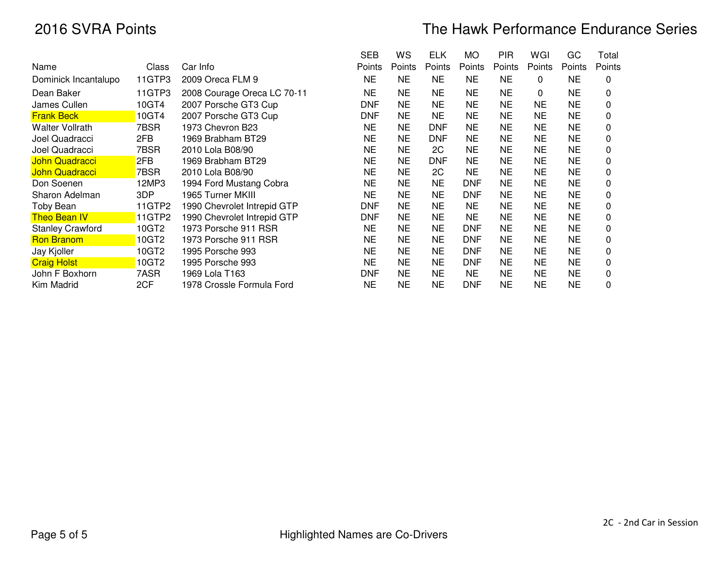# 2016 SVRA Points

## The Hawk Performance Endurance Series

| Name | Class | Car Info | SEB Points | WS Points | ELK Points | MO Points | PIR Points | WGI Points | GC Points | Total Points |
|---|---|---|---|---|---|---|---|---|---|---|
| Dominick Incantalupo | 11GTP3 | 2009 Oreca FLM 9 | NE | NE | NE | NE | NE | 0 | NE | 0 |
| Dean Baker | 11GTP3 | 2008 Courage Oreca LC 70-11 | NE | NE | NE | NE | NE | 0 | NE | 0 |
| James Cullen | 10GT4 | 2007 Porsche GT3 Cup | DNF | NE | NE | NE | NE | NE | NE | 0 |
| Frank Beck | 10GT4 | 2007 Porsche GT3 Cup | DNF | NE | NE | NE | NE | NE | NE | 0 |
| Walter Vollrath | 7BSR | 1973 Chevron B23 | NE | NE | DNF | NE | NE | NE | NE | 0 |
| Joel Quadracci | 2FB | 1969 Brabham BT29 | NE | NE | DNF | NE | NE | NE | NE | 0 |
| Joel Quadracci | 7BSR | 2010 Lola B08/90 | NE | NE | 2C | NE | NE | NE | NE | 0 |
| John Quadracci | 2FB | 1969 Brabham BT29 | NE | NE | DNF | NE | NE | NE | NE | 0 |
| John Quadracci | 7BSR | 2010 Lola B08/90 | NE | NE | 2C | NE | NE | NE | NE | 0 |
| Don Soenen | 12MP3 | 1994 Ford Mustang Cobra | NE | NE | NE | DNF | NE | NE | NE | 0 |
| Sharon Adelman | 3DP | 1965 Turner MKIII | NE | NE | NE | DNF | NE | NE | NE | 0 |
| Toby Bean | 11GTP2 | 1990 Chevrolet Intrepid GTP | DNF | NE | NE | NE | NE | NE | NE | 0 |
| Theo Bean IV | 11GTP2 | 1990 Chevrolet Intrepid GTP | DNF | NE | NE | NE | NE | NE | NE | 0 |
| Stanley Crawford | 10GT2 | 1973 Porsche 911 RSR | NE | NE | NE | DNF | NE | NE | NE | 0 |
| Ron Branom | 10GT2 | 1973 Porsche 911 RSR | NE | NE | NE | DNF | NE | NE | NE | 0 |
| Jay Kjoller | 10GT2 | 1995 Porsche 993 | NE | NE | NE | DNF | NE | NE | NE | 0 |
| Craig Holst | 10GT2 | 1995 Porsche 993 | NE | NE | NE | DNF | NE | NE | NE | 0 |
| John F Boxhorn | 7ASR | 1969 Lola T163 | DNF | NE | NE | NE | NE | NE | NE | 0 |
| Kim Madrid | 2CF | 1978 Crossle Formula Ford | NE | NE | NE | DNF | NE | NE | NE | 0 |

2C - 2nd Car in Session

Highlighted Names are Co-Drivers